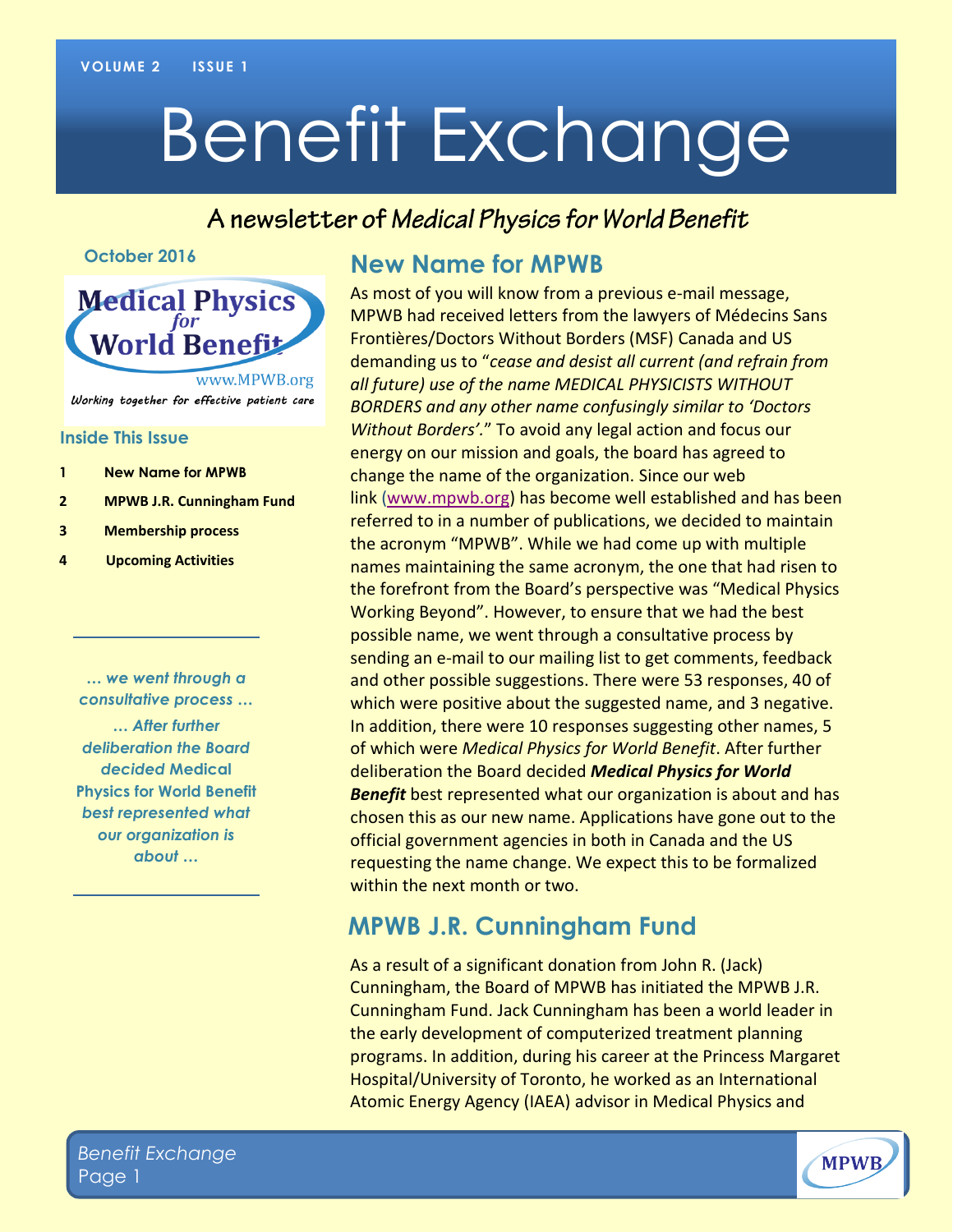# Benefit Exchange

## A newsletter of *Medical Physics for World Benefit*

October 2016

Medical Physics for World Benefit
www.MPWB.org
*Working together for effective patient care*

### Inside This Issue

1. New Name for MPWB
2. MPWB J.R. Cunningham Fund
3. Membership process
4. Upcoming Activities

> *… we went through a consultative process …*
> *… After further deliberation the Board decided* Medical Physics for World Benefit *best represented what our organization is about …*

## New Name for MPWB

As most of you will know from a previous e-mail message, MPWB had received letters from the lawyers of Médecins Sans Frontières/Doctors Without Borders (MSF) Canada and US demanding us to "*cease and desist all current (and refrain from all future) use of the name MEDICAL PHYSICISTS WITHOUT BORDERS and any other name confusingly similar to 'Doctors Without Borders'*." To avoid any legal action and focus our energy on our mission and goals, the board has agreed to change the name of the organization. Since our web link (www.mpwb.org) has become well established and has been referred to in a number of publications, we decided to maintain the acronym "MPWB". While we had come up with multiple names maintaining the same acronym, the one that had risen to the forefront from the Board's perspective was "Medical Physics Working Beyond". However, to ensure that we had the best possible name, we went through a consultative process by sending an e-mail to our mailing list to get comments, feedback and other possible suggestions. There were 53 responses, 40 of which were positive about the suggested name, and 3 negative. In addition, there were 10 responses suggesting other names, 5 of which were *Medical Physics for World Benefit*. After further deliberation the Board decided ***Medical Physics for World Benefit*** best represented what our organization is about and has chosen this as our new name. Applications have gone out to the official government agencies in both in Canada and the US requesting the name change. We expect this to be formalized within the next month or two.

## MPWB J.R. Cunningham Fund

As a result of a significant donation from John R. (Jack) Cunningham, the Board of MPWB has initiated the MPWB J.R. Cunningham Fund. Jack Cunningham has been a world leader in the early development of computerized treatment planning programs. In addition, during his career at the Princess Margaret Hospital/University of Toronto, he worked as an International Atomic Energy Agency (IAEA) advisor in Medical Physics and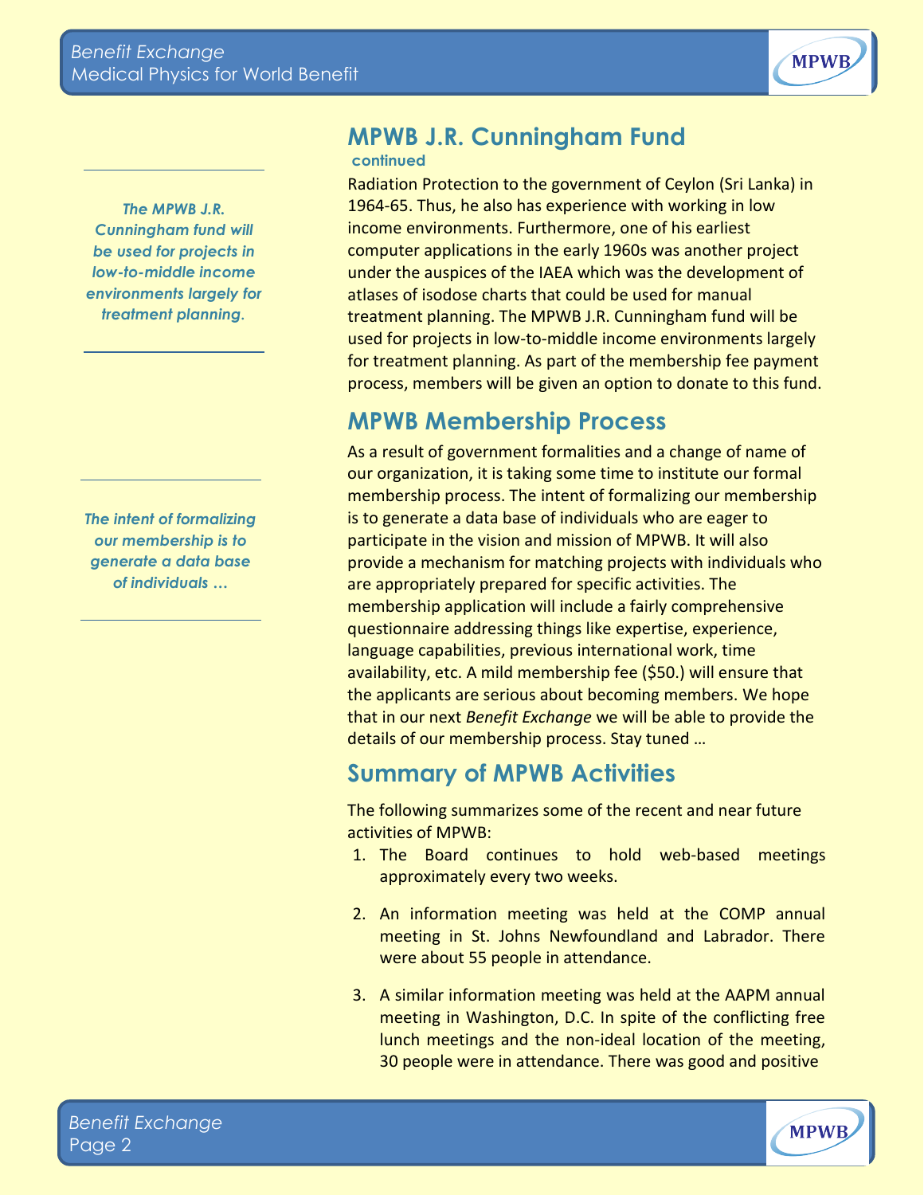## MPWB J.R. Cunningham Fund

**continued**

Radiation Protection to the government of Ceylon (Sri Lanka) in 1964-65. Thus, he also has experience with working in low income environments. Furthermore, one of his earliest computer applications in the early 1960s was another project under the auspices of the IAEA which was the development of atlases of isodose charts that could be used for manual treatment planning. The MPWB J.R. Cunningham fund will be used for projects in low-to-middle income environments largely for treatment planning. As part of the membership fee payment process, members will be given an option to donate to this fund.

*The MPWB J.R. Cunningham fund will be used for projects in low-to-middle income environments largely for treatment planning.*

## MPWB Membership Process

As a result of government formalities and a change of name of our organization, it is taking some time to institute our formal membership process. The intent of formalizing our membership is to generate a data base of individuals who are eager to participate in the vision and mission of MPWB. It will also provide a mechanism for matching projects with individuals who are appropriately prepared for specific activities. The membership application will include a fairly comprehensive questionnaire addressing things like expertise, experience, language capabilities, previous international work, time availability, etc. A mild membership fee ($50.) will ensure that the applicants are serious about becoming members. We hope that in our next *Benefit Exchange* we will be able to provide the details of our membership process. Stay tuned …

*The intent of formalizing our membership is to generate a data base of individuals …*

## Summary of MPWB Activities

The following summarizes some of the recent and near future activities of MPWB:

1. The Board continues to hold web-based meetings approximately every two weeks.
2. An information meeting was held at the COMP annual meeting in St. Johns Newfoundland and Labrador. There were about 55 people in attendance.
3. A similar information meeting was held at the AAPM annual meeting in Washington, D.C. In spite of the conflicting free lunch meetings and the non-ideal location of the meeting, 30 people were in attendance. There was good and positive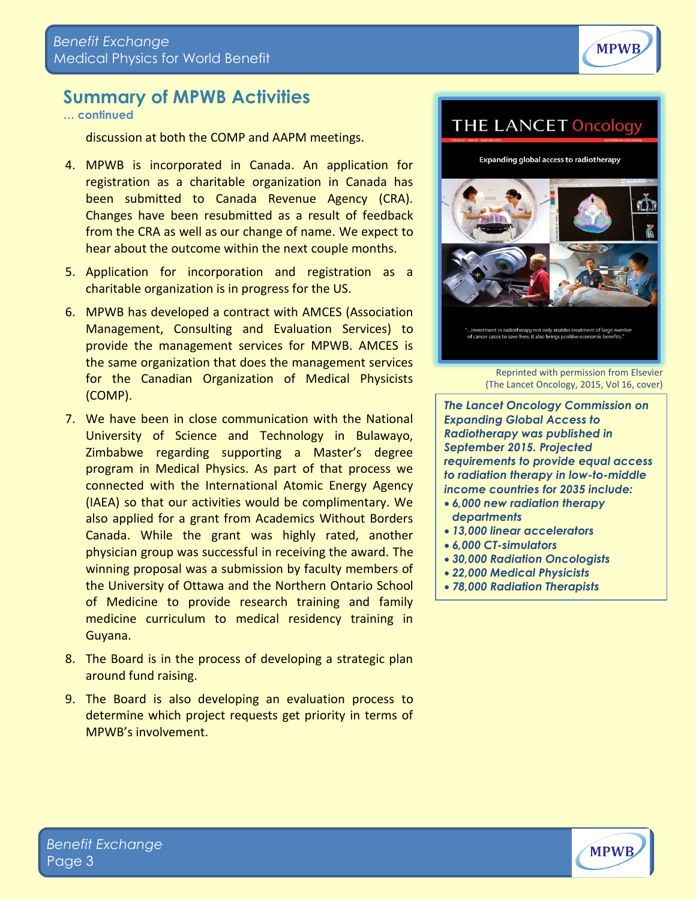## Summary of MPWB Activities

**… continued**

discussion at both the COMP and AAPM meetings.

4. MPWB is incorporated in Canada. An application for registration as a charitable organization in Canada has been submitted to Canada Revenue Agency (CRA). Changes have been resubmitted as a result of feedback from the CRA as well as our change of name. We expect to hear about the outcome within the next couple months.
5. Application for incorporation and registration as a charitable organization is in progress for the US.
6. MPWB has developed a contract with AMCES (Association Management, Consulting and Evaluation Services) to provide the management services for MPWB. AMCES is the same organization that does the management services for the Canadian Organization of Medical Physicists (COMP).
7. We have been in close communication with the National University of Science and Technology in Bulawayo, Zimbabwe regarding supporting a Master's degree program in Medical Physics. As part of that process we connected with the International Atomic Energy Agency (IAEA) so that our activities would be complimentary. We also applied for a grant from Academics Without Borders Canada. While the grant was highly rated, another physician group was successful in receiving the award. The winning proposal was a submission by faculty members of the University of Ottawa and the Northern Ontario School of Medicine to provide research training and family medicine curriculum to medical residency training in Guyana.
8. The Board is in the process of developing a strategic plan around fund raising.
9. The Board is also developing an evaluation process to determine which project requests get priority in terms of MPWB's involvement.

THE LANCET Oncology

Expanding global access to radiotherapy

"…investment in radiotherapy not only enables treatment of large number of cancer cases to save lives; it also brings positive economic benefits."

Reprinted with permission from Elsevier (The Lancet Oncology, 2015, Vol 16, cover)

***The Lancet Oncology Commission on Expanding Global Access to Radiotherapy was published in September 2015. Projected requirements to provide equal access to radiation therapy in low-to-middle income countries for 2035 include:***

- ***6,000 new radiation therapy departments***
- ***13,000 linear accelerators***
- ***6,000 CT-simulators***
- ***30,000 Radiation Oncologists***
- ***22,000 Medical Physicists***
- ***78,000 Radiation Therapists***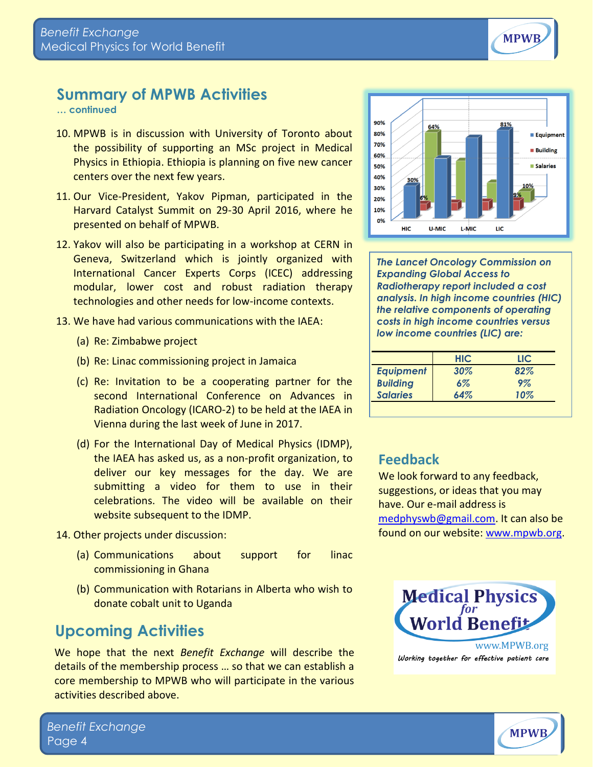## Summary of MPWB Activities

**… continued**

10. MPWB is in discussion with University of Toronto about the possibility of supporting an MSc project in Medical Physics in Ethiopia. Ethiopia is planning on five new cancer centers over the next few years.
11. Our Vice-President, Yakov Pipman, participated in the Harvard Catalyst Summit on 29-30 April 2016, where he presented on behalf of MPWB.
12. Yakov will also be participating in a workshop at CERN in Geneva, Switzerland which is jointly organized with International Cancer Experts Corps (ICEC) addressing modular, lower cost and robust radiation therapy technologies and other needs for low-income contexts.
13. We have had various communications with the IAEA:
    - (a) Re: Zimbabwe project
    - (b) Re: Linac commissioning project in Jamaica
    - (c) Re: Invitation to be a cooperating partner for the second International Conference on Advances in Radiation Oncology (ICARO-2) to be held at the IAEA in Vienna during the last week of June in 2017.
    - (d) For the International Day of Medical Physics (IDMP), the IAEA has asked us, as a non-profit organization, to deliver our key messages for the day. We are submitting a video for them to use in their celebrations. The video will be available on their website subsequent to the IDMP.
14. Other projects under discussion:
    - (a) Communications about support for linac commissioning in Ghana
    - (b) Communication with Rotarians in Alberta who wish to donate cobalt unit to Uganda

## Upcoming Activities

We hope that the next *Benefit Exchange* will describe the details of the membership process … so that we can establish a core membership to MPWB who will participate in the various activities described above.

90%
80%
70%
60%
50%
40%
30%
20%
10%
0%
HIC U-MIC L-MIC LIC
30% 6% 64% 81% 9% 10%
Equipment
Building
Salaries

***The Lancet Oncology Commission on Expanding Global Access to Radiotherapy report included a cost analysis. In high income countries (HIC) the relative components of operating costs in high income countries versus low income countries (LIC) are:***

| | HIC | LIC |
|---|---|---|
| *Equipment* | *30%* | *82%* |
| *Building* | *6%* | *9%* |
| *Salaries* | *64%* | *10%* |

## Feedback

We look forward to any feedback, suggestions, or ideas that you may have. Our e-mail address is medphyswb@gmail.com. It can also be found on our website: www.mpwb.org.

Medical Physics for World Benefit
www.MPWB.org
Working together for effective patient care